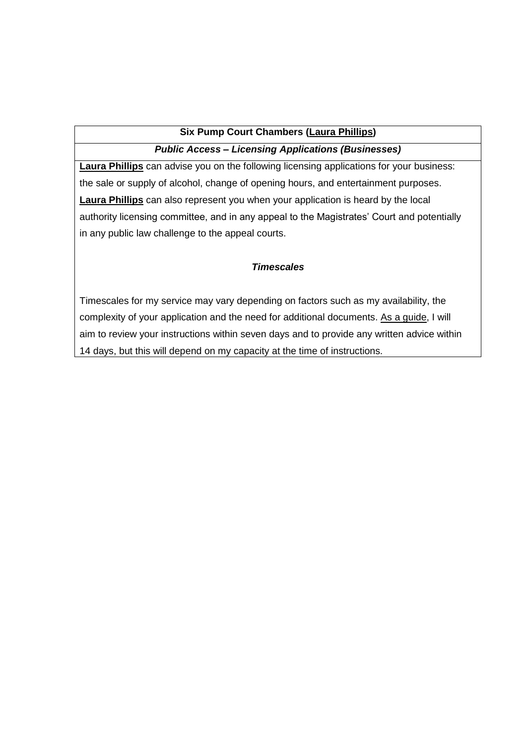**Six Pump Court Chambers (<u>Laura Phillips</u>)**

***Public Access – Licensing Applications (Businesses)***

**<u>Laura Phillips</u>** can advise you on the following licensing applications for your business: the sale or supply of alcohol, change of opening hours, and entertainment purposes. **<u>Laura Phillips</u>** can also represent you when your application is heard by the local authority licensing committee, and in any appeal to the Magistrates' Court and potentially in any public law challenge to the appeal courts.

***Timescales***

Timescales for my service may vary depending on factors such as my availability, the complexity of your application and the need for additional documents. <u>As a guide</u>, I will aim to review your instructions within seven days and to provide any written advice within 14 days, but this will depend on my capacity at the time of instructions.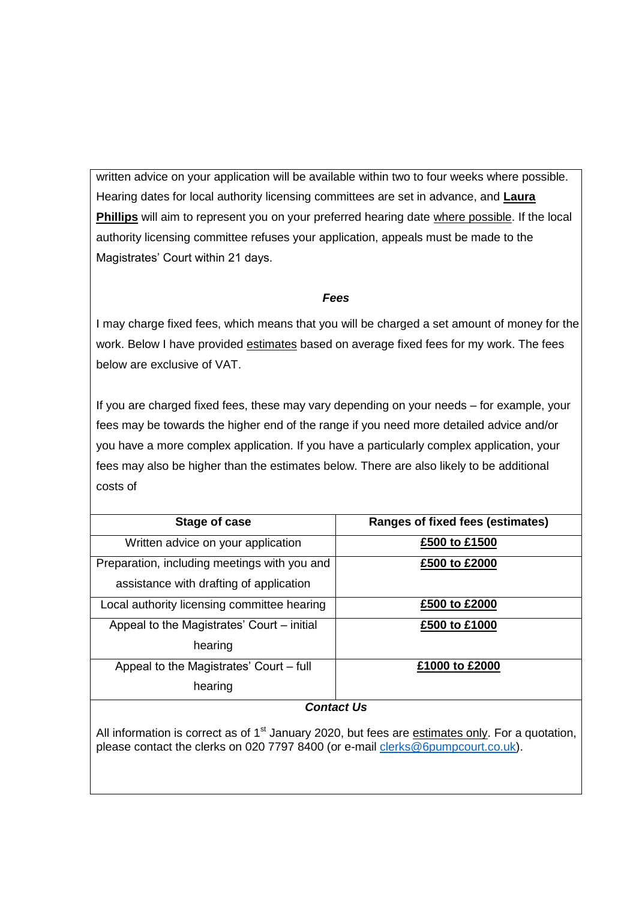written advice on your application will be available within two to four weeks where possible. Hearing dates for local authority licensing committees are set in advance, and **Laura Phillips** will aim to represent you on your preferred hearing date where possible. If the local authority licensing committee refuses your application, appeals must be made to the Magistrates' Court within 21 days.

***Fees***

I may charge fixed fees, which means that you will be charged a set amount of money for the work. Below I have provided estimates based on average fixed fees for my work. The fees below are exclusive of VAT.

If you are charged fixed fees, these may vary depending on your needs – for example, your fees may be towards the higher end of the range if you need more detailed advice and/or you have a more complex application. If you have a particularly complex application, your fees may also be higher than the estimates below. There are also likely to be additional costs of

| Stage of case | Ranges of fixed fees (estimates) |
| --- | --- |
| Written advice on your application | **£500 to £1500** |
| Preparation, including meetings with you and assistance with drafting of application | **£500 to £2000** |
| Local authority licensing committee hearing | **£500 to £2000** |
| Appeal to the Magistrates' Court – initial hearing | **£500 to £1000** |
| Appeal to the Magistrates' Court – full hearing | **£1000 to £2000** |

***Contact Us***

All information is correct as of 1st January 2020, but fees are estimates only. For a quotation, please contact the clerks on 020 7797 8400 (or e-mail clerks@6pumpcourt.co.uk).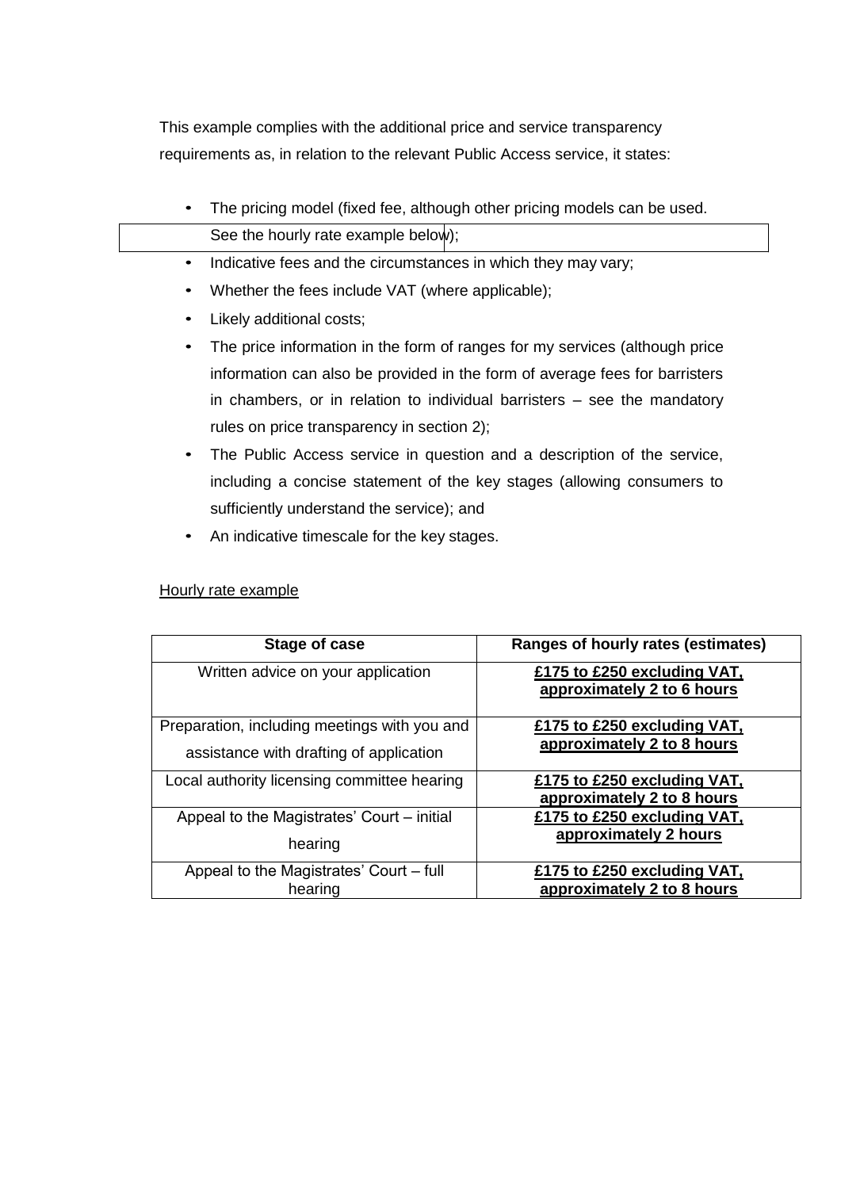This example complies with the additional price and service transparency requirements as, in relation to the relevant Public Access service, it states:

- The pricing model (fixed fee, although other pricing models can be used. See the hourly rate example below);
- Indicative fees and the circumstances in which they may vary;
- Whether the fees include VAT (where applicable);
- Likely additional costs;
- The price information in the form of ranges for my services (although price information can also be provided in the form of average fees for barristers in chambers, or in relation to individual barristers – see the mandatory rules on price transparency in section 2);
- The Public Access service in question and a description of the service, including a concise statement of the key stages (allowing consumers to sufficiently understand the service); and
- An indicative timescale for the key stages.

Hourly rate example

| Stage of case | Ranges of hourly rates (estimates) |
| --- | --- |
| Written advice on your application | **£175 to £250 excluding VAT, approximately 2 to 6 hours** |
| Preparation, including meetings with you and assistance with drafting of application | **£175 to £250 excluding VAT, approximately 2 to 8 hours** |
| Local authority licensing committee hearing | **£175 to £250 excluding VAT, approximately 2 to 8 hours** |
| Appeal to the Magistrates' Court – initial hearing | **£175 to £250 excluding VAT, approximately 2 hours** |
| Appeal to the Magistrates' Court – full hearing | **£175 to £250 excluding VAT, approximately 2 to 8 hours** |